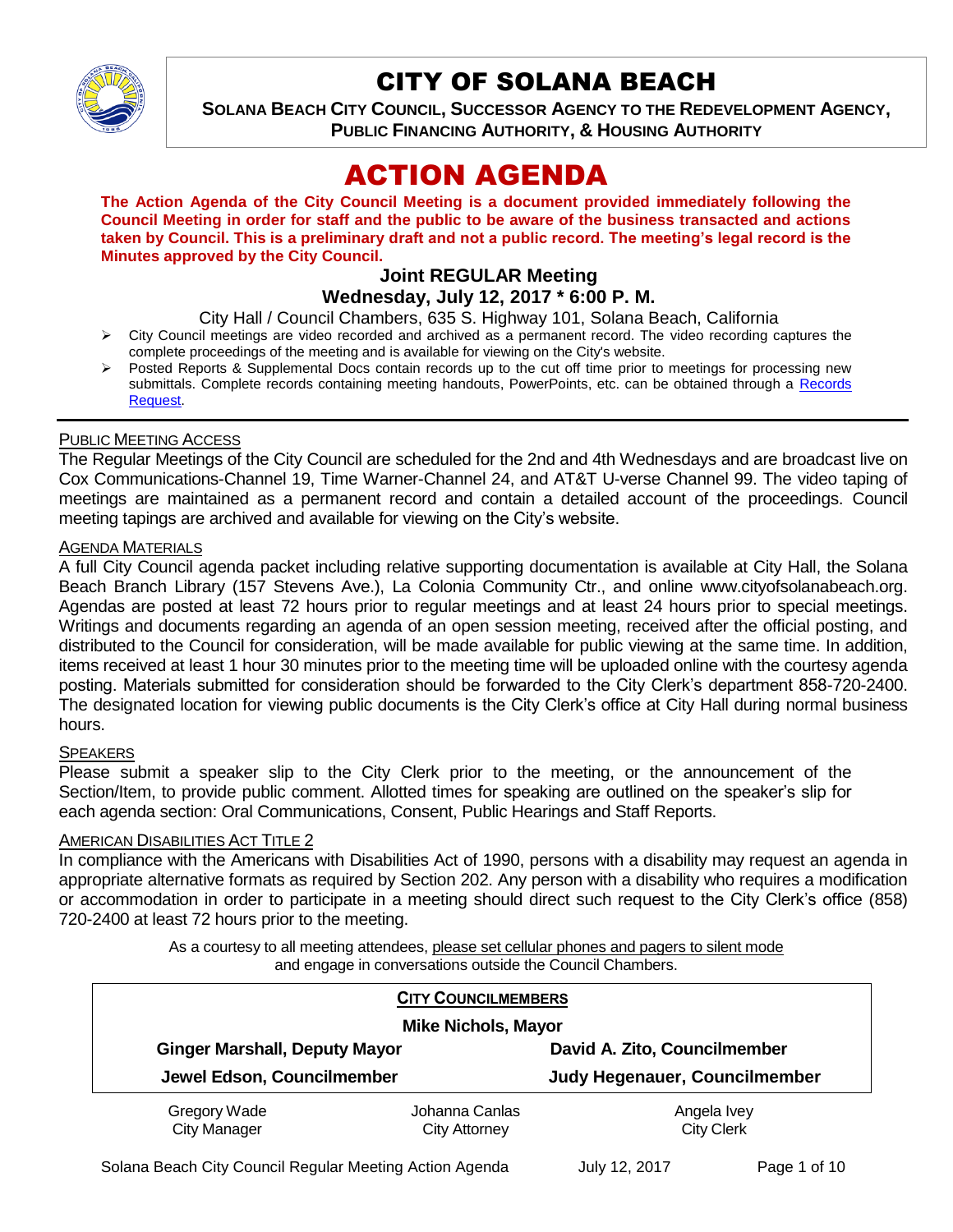# CITY OF SOLANA BEACH

**SOLANA BEACH CITY COUNCIL, SUCCESSOR AGENCY TO THE REDEVELOPMENT AGENCY, PUBLIC FINANCING AUTHORITY, & HOUSING AUTHORITY**

# ACTION AGENDA

**The Action Agenda of the City Council Meeting is a document provided immediately following the Council Meeting in order for staff and the public to be aware of the business transacted and actions taken by Council. This is a preliminary draft and not a public record. The meeting's legal record is the Minutes approved by the City Council.**

### Joint REGULAR Meeting
### Wednesday, July 12, 2017 * 6:00 P. M.

City Hall / Council Chambers, 635 S. Highway 101, Solana Beach, California

- City Council meetings are video recorded and archived as a permanent record. The video recording captures the complete proceedings of the meeting and is available for viewing on the City's website.
- Posted Reports & Supplemental Docs contain records up to the cut off time prior to meetings for processing new submittals. Complete records containing meeting handouts, PowerPoints, etc. can be obtained through a Records Request.

---

PUBLIC MEETING ACCESS

The Regular Meetings of the City Council are scheduled for the 2nd and 4th Wednesdays and are broadcast live on Cox Communications-Channel 19, Time Warner-Channel 24, and AT&T U-verse Channel 99. The video taping of meetings are maintained as a permanent record and contain a detailed account of the proceedings. Council meeting tapings are archived and available for viewing on the City's website.

AGENDA MATERIALS

A full City Council agenda packet including relative supporting documentation is available at City Hall, the Solana Beach Branch Library (157 Stevens Ave.), La Colonia Community Ctr., and online www.cityofsolanabeach.org. Agendas are posted at least 72 hours prior to regular meetings and at least 24 hours prior to special meetings. Writings and documents regarding an agenda of an open session meeting, received after the official posting, and distributed to the Council for consideration, will be made available for public viewing at the same time. In addition, items received at least 1 hour 30 minutes prior to the meeting time will be uploaded online with the courtesy agenda posting. Materials submitted for consideration should be forwarded to the City Clerk's department 858-720-2400. The designated location for viewing public documents is the City Clerk's office at City Hall during normal business hours.

SPEAKERS

Please submit a speaker slip to the City Clerk prior to the meeting, or the announcement of the Section/Item, to provide public comment. Allotted times for speaking are outlined on the speaker's slip for each agenda section: Oral Communications, Consent, Public Hearings and Staff Reports.

AMERICAN DISABILITIES ACT TITLE 2

In compliance with the Americans with Disabilities Act of 1990, persons with a disability may request an agenda in appropriate alternative formats as required by Section 202. Any person with a disability who requires a modification or accommodation in order to participate in a meeting should direct such request to the City Clerk's office (858) 720-2400 at least 72 hours prior to the meeting.

As a courtesy to all meeting attendees, please set cellular phones and pagers to silent mode and engage in conversations outside the Council Chambers.

**CITY COUNCILMEMBERS**

**Mike Nichols, Mayor**

| | |
|---|---|
| **Ginger Marshall, Deputy Mayor** | **David A. Zito, Councilmember** |
| **Jewel Edson, Councilmember** | **Judy Hegenauer, Councilmember** |

| | | |
|---|---|---|
| Gregory Wade<br>City Manager | Johanna Canlas<br>City Attorney | Angela Ivey<br>City Clerk |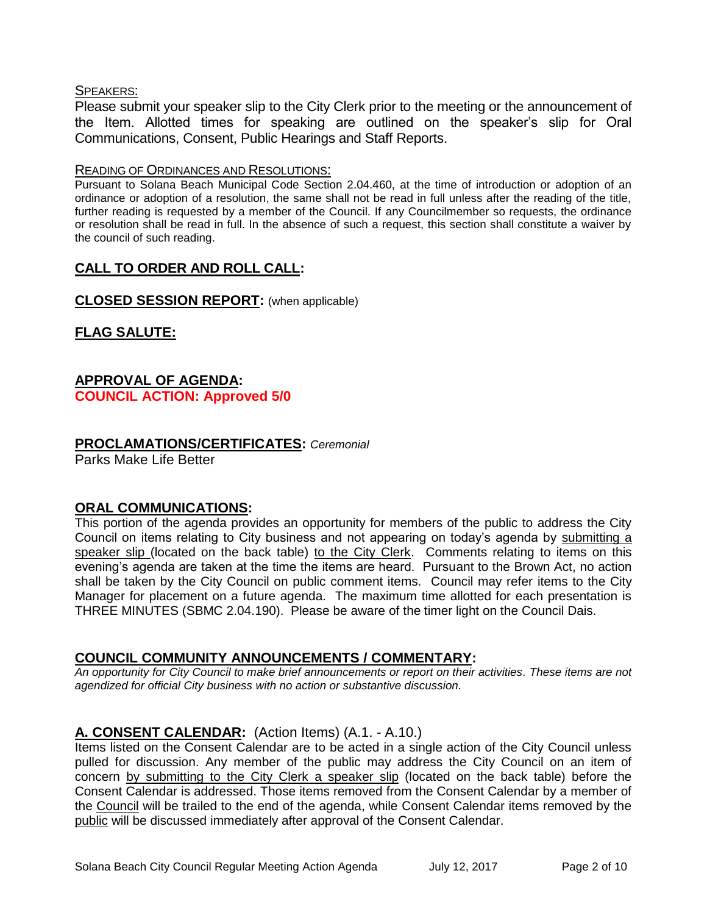SPEAKERS:

Please submit your speaker slip to the City Clerk prior to the meeting or the announcement of the Item. Allotted times for speaking are outlined on the speaker's slip for Oral Communications, Consent, Public Hearings and Staff Reports.

READING OF ORDINANCES AND RESOLUTIONS:

Pursuant to Solana Beach Municipal Code Section 2.04.460, at the time of introduction or adoption of an ordinance or adoption of a resolution, the same shall not be read in full unless after the reading of the title, further reading is requested by a member of the Council. If any Councilmember so requests, the ordinance or resolution shall be read in full. In the absence of such a request, this section shall constitute a waiver by the council of such reading.

## CALL TO ORDER AND ROLL CALL:

## CLOSED SESSION REPORT: (when applicable)

## FLAG SALUTE:

## APPROVAL OF AGENDA:

**COUNCIL ACTION: Approved 5/0**

## PROCLAMATIONS/CERTIFICATES: *Ceremonial*

Parks Make Life Better

## ORAL COMMUNICATIONS:

This portion of the agenda provides an opportunity for members of the public to address the City Council on items relating to City business and not appearing on today's agenda by submitting a speaker slip (located on the back table) to the City Clerk. Comments relating to items on this evening's agenda are taken at the time the items are heard. Pursuant to the Brown Act, no action shall be taken by the City Council on public comment items. Council may refer items to the City Manager for placement on a future agenda. The maximum time allotted for each presentation is THREE MINUTES (SBMC 2.04.190). Please be aware of the timer light on the Council Dais.

## COUNCIL COMMUNITY ANNOUNCEMENTS / COMMENTARY:

*An opportunity for City Council to make brief announcements or report on their activities. These items are not agendized for official City business with no action or substantive discussion.*

## A. CONSENT CALENDAR: (Action Items) (A.1. - A.10.)

Items listed on the Consent Calendar are to be acted in a single action of the City Council unless pulled for discussion. Any member of the public may address the City Council on an item of concern by submitting to the City Clerk a speaker slip (located on the back table) before the Consent Calendar is addressed. Those items removed from the Consent Calendar by a member of the Council will be trailed to the end of the agenda, while Consent Calendar items removed by the public will be discussed immediately after approval of the Consent Calendar.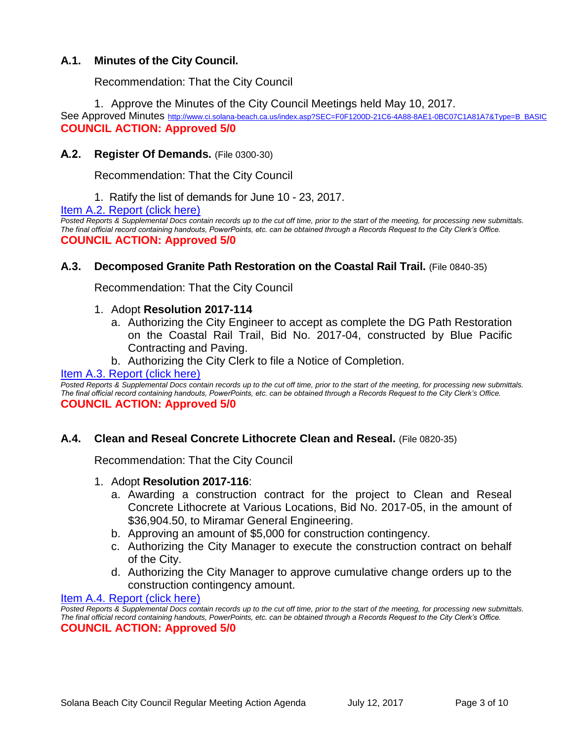### A.1. Minutes of the City Council.

Recommendation: That the City Council

1. Approve the Minutes of the City Council Meetings held May 10, 2017.

See Approved Minutes http://www.ci.solana-beach.ca.us/index.asp?SEC=F0F1200D-21C6-4A88-8AE1-0BC07C1A81A7&Type=B_BASIC

**COUNCIL ACTION: Approved 5/0**

### A.2. Register Of Demands. (File 0300-30)

Recommendation: That the City Council

1. Ratify the list of demands for June 10 - 23, 2017.

Item A.2. Report (click here)

*Posted Reports & Supplemental Docs contain records up to the cut off time, prior to the start of the meeting, for processing new submittals. The final official record containing handouts, PowerPoints, etc. can be obtained through a Records Request to the City Clerk's Office.*

**COUNCIL ACTION: Approved 5/0**

### A.3. Decomposed Granite Path Restoration on the Coastal Rail Trail. (File 0840-35)

Recommendation: That the City Council

1. Adopt **Resolution 2017-114**
   a. Authorizing the City Engineer to accept as complete the DG Path Restoration on the Coastal Rail Trail, Bid No. 2017-04, constructed by Blue Pacific Contracting and Paving.
   b. Authorizing the City Clerk to file a Notice of Completion.

Item A.3. Report (click here)

*Posted Reports & Supplemental Docs contain records up to the cut off time, prior to the start of the meeting, for processing new submittals. The final official record containing handouts, PowerPoints, etc. can be obtained through a Records Request to the City Clerk's Office.*

**COUNCIL ACTION: Approved 5/0**

### A.4. Clean and Reseal Concrete Lithocrete Clean and Reseal. (File 0820-35)

Recommendation: That the City Council

1. Adopt **Resolution 2017-116**:
   a. Awarding a construction contract for the project to Clean and Reseal Concrete Lithocrete at Various Locations, Bid No. 2017-05, in the amount of $36,904.50, to Miramar General Engineering.
   b. Approving an amount of $5,000 for construction contingency.
   c. Authorizing the City Manager to execute the construction contract on behalf of the City.
   d. Authorizing the City Manager to approve cumulative change orders up to the construction contingency amount.

Item A.4. Report (click here)

*Posted Reports & Supplemental Docs contain records up to the cut off time, prior to the start of the meeting, for processing new submittals. The final official record containing handouts, PowerPoints, etc. can be obtained through a Records Request to the City Clerk's Office.*

**COUNCIL ACTION: Approved 5/0**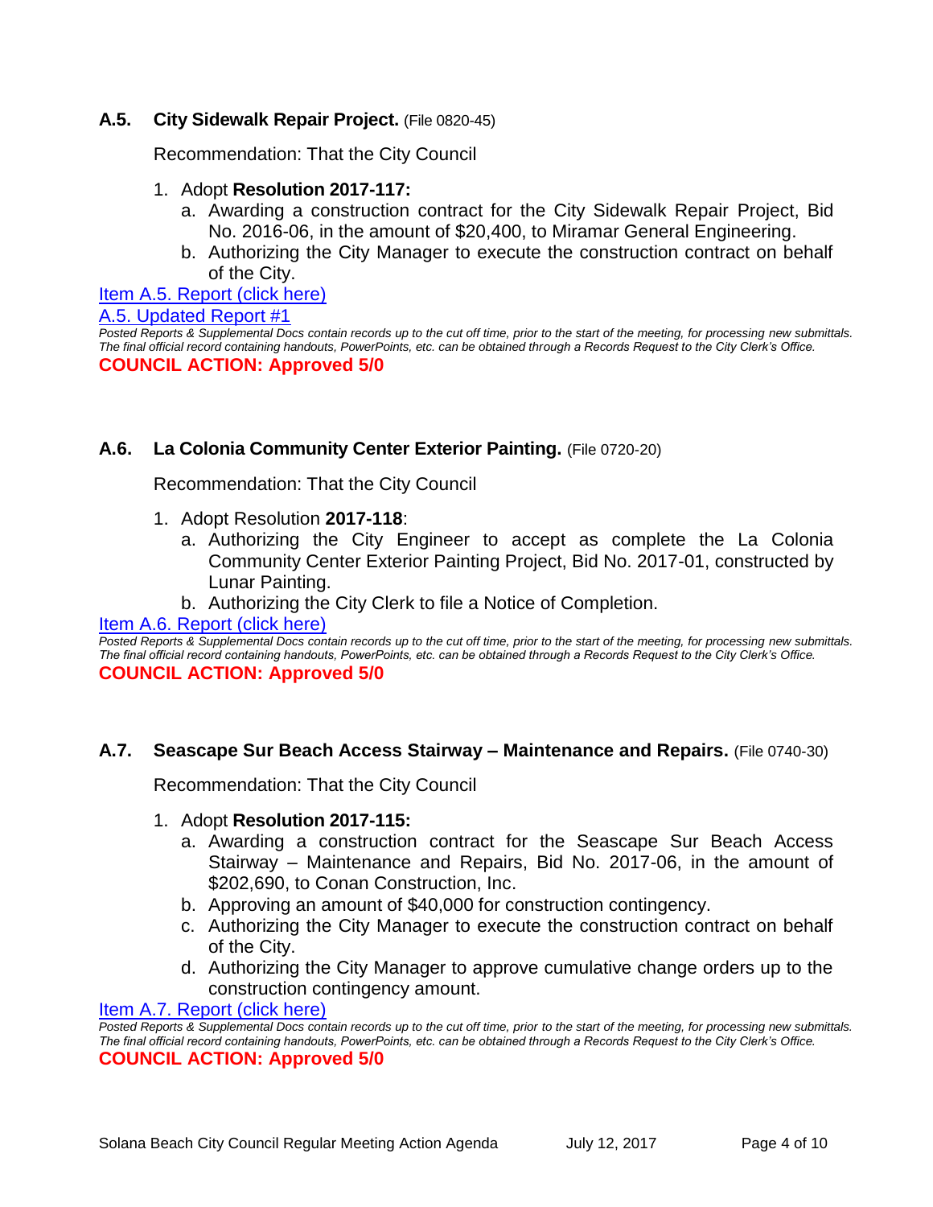### A.5. City Sidewalk Repair Project. (File 0820-45)

Recommendation: That the City Council

1. Adopt **Resolution 2017-117:**
   a. Awarding a construction contract for the City Sidewalk Repair Project, Bid No. 2016-06, in the amount of $20,400, to Miramar General Engineering.
   b. Authorizing the City Manager to execute the construction contract on behalf of the City.

Item A.5. Report (click here)

A.5. Updated Report #1

*Posted Reports & Supplemental Docs contain records up to the cut off time, prior to the start of the meeting, for processing new submittals. The final official record containing handouts, PowerPoints, etc. can be obtained through a Records Request to the City Clerk's Office.*

**COUNCIL ACTION: Approved 5/0**

### A.6. La Colonia Community Center Exterior Painting. (File 0720-20)

Recommendation: That the City Council

1. Adopt Resolution **2017-118**:
   a. Authorizing the City Engineer to accept as complete the La Colonia Community Center Exterior Painting Project, Bid No. 2017-01, constructed by Lunar Painting.
   b. Authorizing the City Clerk to file a Notice of Completion.

Item A.6. Report (click here)

*Posted Reports & Supplemental Docs contain records up to the cut off time, prior to the start of the meeting, for processing new submittals. The final official record containing handouts, PowerPoints, etc. can be obtained through a Records Request to the City Clerk's Office.*

**COUNCIL ACTION: Approved 5/0**

### A.7. Seascape Sur Beach Access Stairway – Maintenance and Repairs. (File 0740-30)

Recommendation: That the City Council

1. Adopt **Resolution 2017-115:**
   a. Awarding a construction contract for the Seascape Sur Beach Access Stairway – Maintenance and Repairs, Bid No. 2017-06, in the amount of $202,690, to Conan Construction, Inc.
   b. Approving an amount of $40,000 for construction contingency.
   c. Authorizing the City Manager to execute the construction contract on behalf of the City.
   d. Authorizing the City Manager to approve cumulative change orders up to the construction contingency amount.

Item A.7. Report (click here)

*Posted Reports & Supplemental Docs contain records up to the cut off time, prior to the start of the meeting, for processing new submittals. The final official record containing handouts, PowerPoints, etc. can be obtained through a Records Request to the City Clerk's Office.*

**COUNCIL ACTION: Approved 5/0**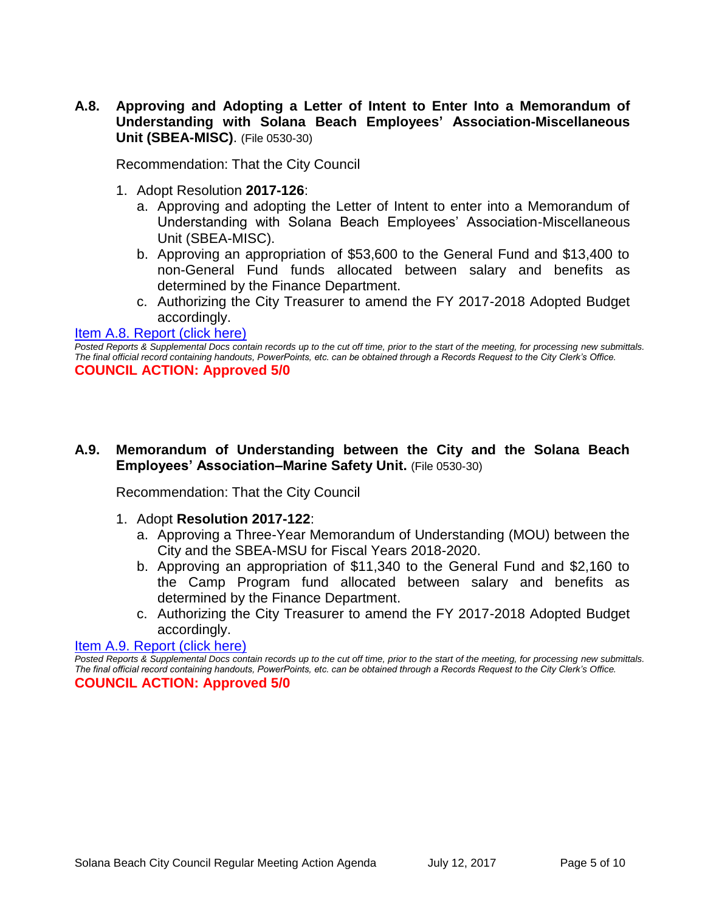**A.8. Approving and Adopting a Letter of Intent to Enter Into a Memorandum of Understanding with Solana Beach Employees' Association-Miscellaneous Unit (SBEA-MISC)**. (File 0530-30)

Recommendation: That the City Council

1. Adopt Resolution **2017-126**:
   a. Approving and adopting the Letter of Intent to enter into a Memorandum of Understanding with Solana Beach Employees' Association-Miscellaneous Unit (SBEA-MISC).
   b. Approving an appropriation of $53,600 to the General Fund and $13,400 to non-General Fund funds allocated between salary and benefits as determined by the Finance Department.
   c. Authorizing the City Treasurer to amend the FY 2017-2018 Adopted Budget accordingly.

Item A.8. Report (click here)

*Posted Reports & Supplemental Docs contain records up to the cut off time, prior to the start of the meeting, for processing new submittals. The final official record containing handouts, PowerPoints, etc. can be obtained through a Records Request to the City Clerk's Office.*

**COUNCIL ACTION: Approved 5/0**

**A.9. Memorandum of Understanding between the City and the Solana Beach Employees' Association–Marine Safety Unit.** (File 0530-30)

Recommendation: That the City Council

1. Adopt **Resolution 2017-122**:
   a. Approving a Three-Year Memorandum of Understanding (MOU) between the City and the SBEA-MSU for Fiscal Years 2018-2020.
   b. Approving an appropriation of $11,340 to the General Fund and $2,160 to the Camp Program fund allocated between salary and benefits as determined by the Finance Department.
   c. Authorizing the City Treasurer to amend the FY 2017-2018 Adopted Budget accordingly.

Item A.9. Report (click here)

*Posted Reports & Supplemental Docs contain records up to the cut off time, prior to the start of the meeting, for processing new submittals. The final official record containing handouts, PowerPoints, etc. can be obtained through a Records Request to the City Clerk's Office.*

**COUNCIL ACTION: Approved 5/0**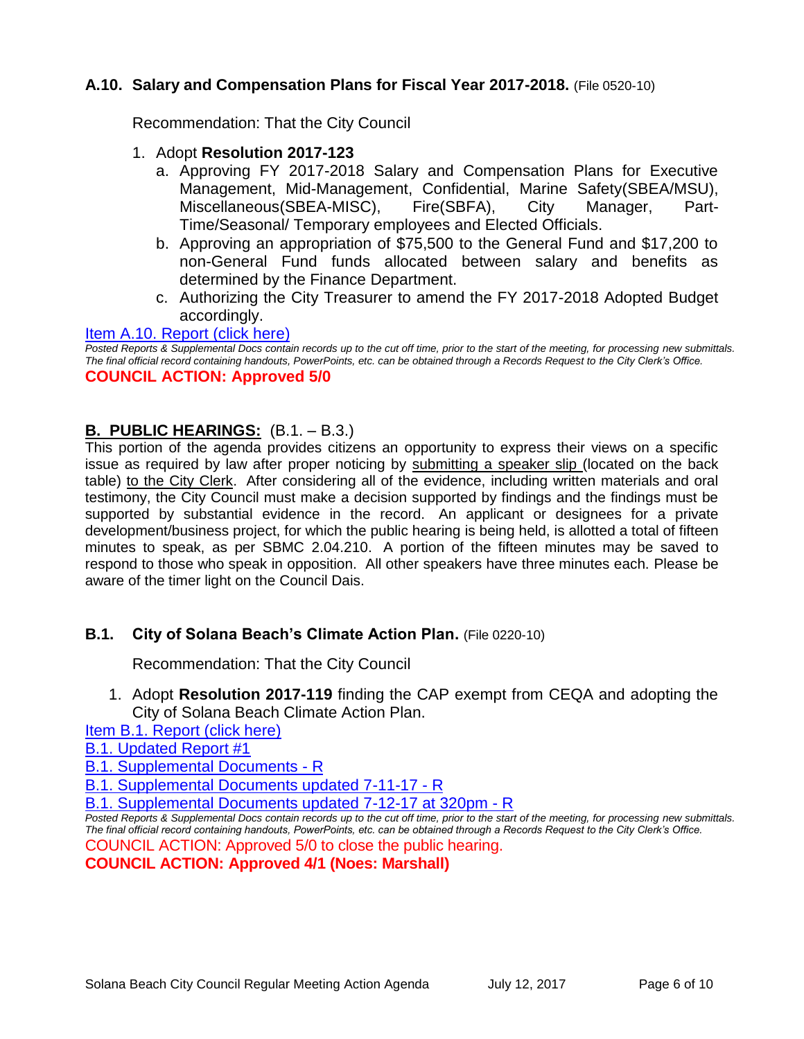### A.10. Salary and Compensation Plans for Fiscal Year 2017-2018. (File 0520-10)

Recommendation: That the City Council

1. Adopt **Resolution 2017-123**
   a. Approving FY 2017-2018 Salary and Compensation Plans for Executive Management, Mid-Management, Confidential, Marine Safety(SBEA/MSU), Miscellaneous(SBEA-MISC), Fire(SBFA), City Manager, Part-Time/Seasonal/ Temporary employees and Elected Officials.
   b. Approving an appropriation of $75,500 to the General Fund and $17,200 to non-General Fund funds allocated between salary and benefits as determined by the Finance Department.
   c. Authorizing the City Treasurer to amend the FY 2017-2018 Adopted Budget accordingly.

Item A.10. Report (click here)

*Posted Reports & Supplemental Docs contain records up to the cut off time, prior to the start of the meeting, for processing new submittals. The final official record containing handouts, PowerPoints, etc. can be obtained through a Records Request to the City Clerk's Office.*

**COUNCIL ACTION: Approved 5/0**

## B. PUBLIC HEARINGS: (B.1. – B.3.)

This portion of the agenda provides citizens an opportunity to express their views on a specific issue as required by law after proper noticing by submitting a speaker slip (located on the back table) to the City Clerk. After considering all of the evidence, including written materials and oral testimony, the City Council must make a decision supported by findings and the findings must be supported by substantial evidence in the record. An applicant or designees for a private development/business project, for which the public hearing is being held, is allotted a total of fifteen minutes to speak, as per SBMC 2.04.210. A portion of the fifteen minutes may be saved to respond to those who speak in opposition. All other speakers have three minutes each. Please be aware of the timer light on the Council Dais.

### B.1. City of Solana Beach's Climate Action Plan. (File 0220-10)

Recommendation: That the City Council

1. Adopt **Resolution 2017-119** finding the CAP exempt from CEQA and adopting the City of Solana Beach Climate Action Plan.

Item B.1. Report (click here)

B.1. Updated Report #1

B.1. Supplemental Documents - R

B.1. Supplemental Documents updated 7-11-17 - R

B.1. Supplemental Documents updated 7-12-17 at 320pm - R

*Posted Reports & Supplemental Docs contain records up to the cut off time, prior to the start of the meeting, for processing new submittals. The final official record containing handouts, PowerPoints, etc. can be obtained through a Records Request to the City Clerk's Office.*

COUNCIL ACTION: Approved 5/0 to close the public hearing.

**COUNCIL ACTION: Approved 4/1 (Noes: Marshall)**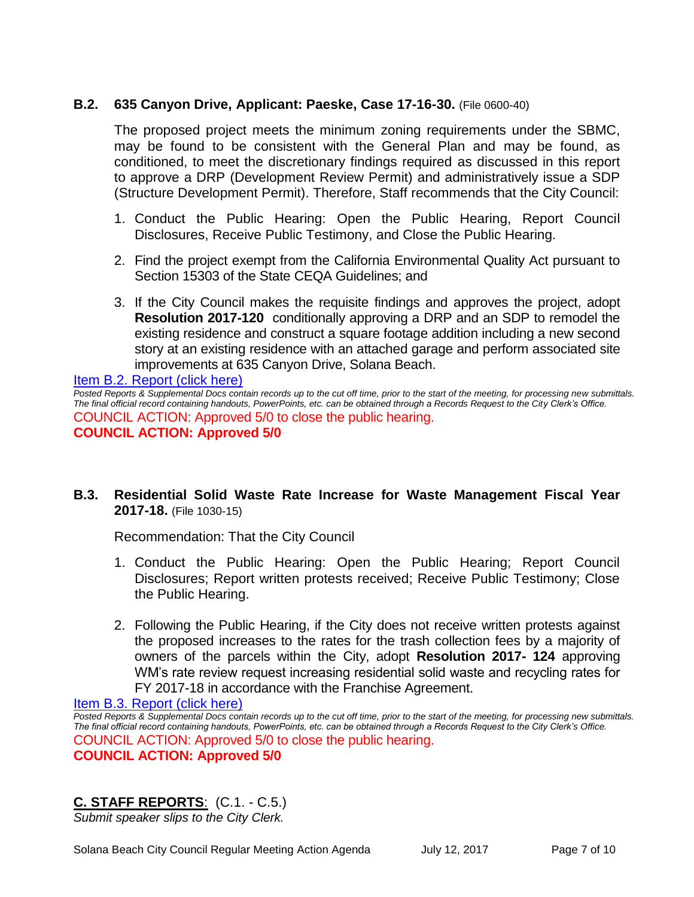### B.2. 635 Canyon Drive, Applicant: Paeske, Case 17-16-30. (File 0600-40)

The proposed project meets the minimum zoning requirements under the SBMC, may be found to be consistent with the General Plan and may be found, as conditioned, to meet the discretionary findings required as discussed in this report to approve a DRP (Development Review Permit) and administratively issue a SDP (Structure Development Permit). Therefore, Staff recommends that the City Council:

1. Conduct the Public Hearing: Open the Public Hearing, Report Council Disclosures, Receive Public Testimony, and Close the Public Hearing.
2. Find the project exempt from the California Environmental Quality Act pursuant to Section 15303 of the State CEQA Guidelines; and
3. If the City Council makes the requisite findings and approves the project, adopt **Resolution 2017-120** conditionally approving a DRP and an SDP to remodel the existing residence and construct a square footage addition including a new second story at an existing residence with an attached garage and perform associated site improvements at 635 Canyon Drive, Solana Beach.

Item B.2. Report (click here)

*Posted Reports & Supplemental Docs contain records up to the cut off time, prior to the start of the meeting, for processing new submittals. The final official record containing handouts, PowerPoints, etc. can be obtained through a Records Request to the City Clerk's Office.*

COUNCIL ACTION: Approved 5/0 to close the public hearing.

**COUNCIL ACTION: Approved 5/0**

### B.3. Residential Solid Waste Rate Increase for Waste Management Fiscal Year 2017-18. (File 1030-15)

Recommendation: That the City Council

1. Conduct the Public Hearing: Open the Public Hearing; Report Council Disclosures; Report written protests received; Receive Public Testimony; Close the Public Hearing.
2. Following the Public Hearing, if the City does not receive written protests against the proposed increases to the rates for the trash collection fees by a majority of owners of the parcels within the City, adopt **Resolution 2017- 124** approving WM's rate review request increasing residential solid waste and recycling rates for FY 2017-18 in accordance with the Franchise Agreement.

Item B.3. Report (click here)

*Posted Reports & Supplemental Docs contain records up to the cut off time, prior to the start of the meeting, for processing new submittals. The final official record containing handouts, PowerPoints, etc. can be obtained through a Records Request to the City Clerk's Office.*

COUNCIL ACTION: Approved 5/0 to close the public hearing.

**COUNCIL ACTION: Approved 5/0**

## C. STAFF REPORTS: (C.1. - C.5.)

*Submit speaker slips to the City Clerk.*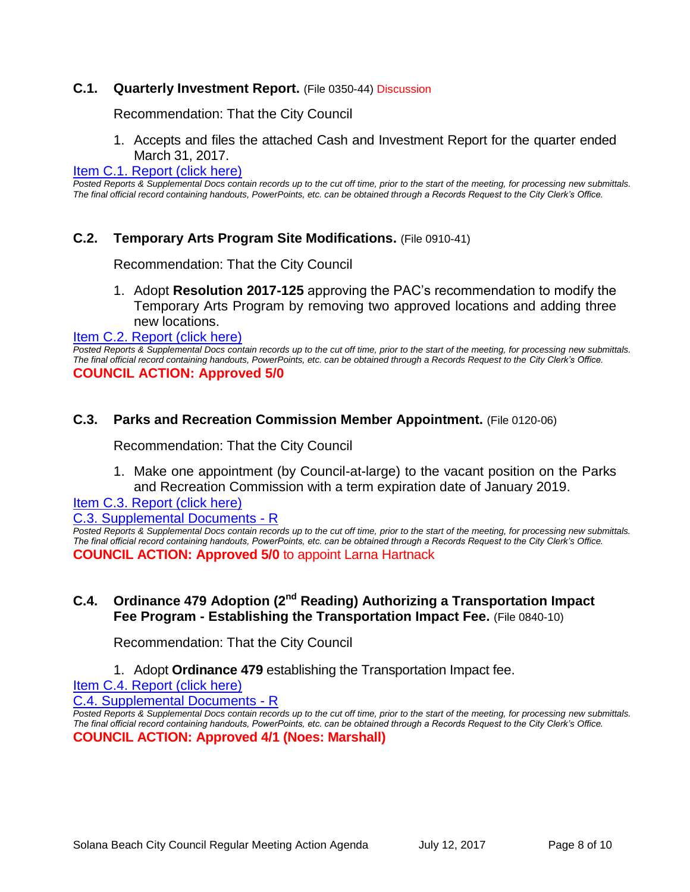### C.1. Quarterly Investment Report. (File 0350-44) Discussion

Recommendation: That the City Council

1. Accepts and files the attached Cash and Investment Report for the quarter ended March 31, 2017.

Item C.1. Report (click here)

*Posted Reports & Supplemental Docs contain records up to the cut off time, prior to the start of the meeting, for processing new submittals. The final official record containing handouts, PowerPoints, etc. can be obtained through a Records Request to the City Clerk's Office.*

### C.2. Temporary Arts Program Site Modifications. (File 0910-41)

Recommendation: That the City Council

1. Adopt **Resolution 2017-125** approving the PAC's recommendation to modify the Temporary Arts Program by removing two approved locations and adding three new locations.

Item C.2. Report (click here)

*Posted Reports & Supplemental Docs contain records up to the cut off time, prior to the start of the meeting, for processing new submittals. The final official record containing handouts, PowerPoints, etc. can be obtained through a Records Request to the City Clerk's Office.*

**COUNCIL ACTION: Approved 5/0**

### C.3. Parks and Recreation Commission Member Appointment. (File 0120-06)

Recommendation: That the City Council

1. Make one appointment (by Council-at-large) to the vacant position on the Parks and Recreation Commission with a term expiration date of January 2019.

Item C.3. Report (click here)

C.3. Supplemental Documents - R

*Posted Reports & Supplemental Docs contain records up to the cut off time, prior to the start of the meeting, for processing new submittals. The final official record containing handouts, PowerPoints, etc. can be obtained through a Records Request to the City Clerk's Office.*

**COUNCIL ACTION: Approved 5/0** to appoint Larna Hartnack

### C.4. Ordinance 479 Adoption (2nd Reading) Authorizing a Transportation Impact Fee Program - Establishing the Transportation Impact Fee. (File 0840-10)

Recommendation: That the City Council

1. Adopt **Ordinance 479** establishing the Transportation Impact fee.

Item C.4. Report (click here)

C.4. Supplemental Documents - R

*Posted Reports & Supplemental Docs contain records up to the cut off time, prior to the start of the meeting, for processing new submittals. The final official record containing handouts, PowerPoints, etc. can be obtained through a Records Request to the City Clerk's Office.*

**COUNCIL ACTION: Approved 4/1 (Noes: Marshall)**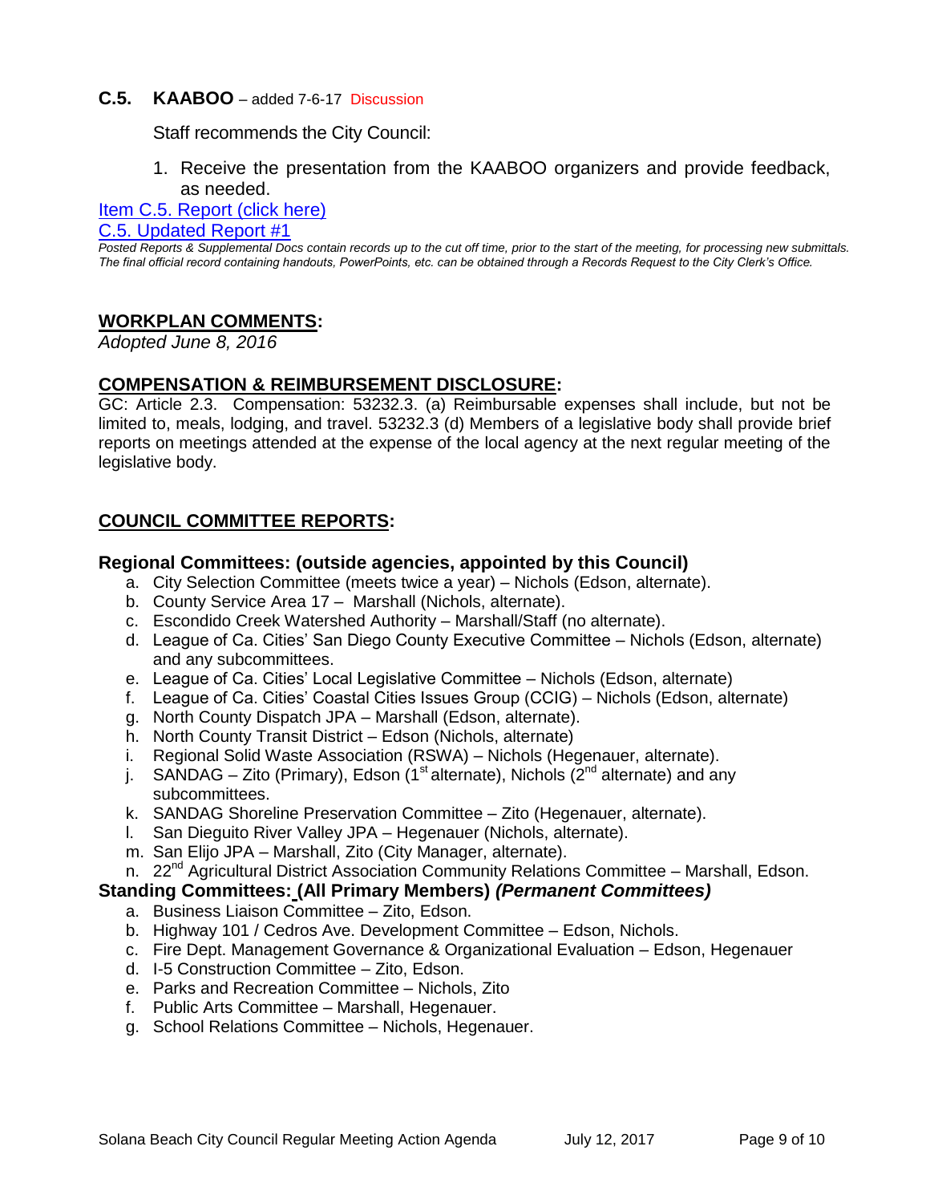### C.5. **KAABOO** – added 7-6-17 Discussion

Staff recommends the City Council:

1. Receive the presentation from the KAABOO organizers and provide feedback, as needed.

[Item C.5. Report (click here)]

[C.5. Updated Report #1]

*Posted Reports & Supplemental Docs contain records up to the cut off time, prior to the start of the meeting, for processing new submittals. The final official record containing handouts, PowerPoints, etc. can be obtained through a Records Request to the City Clerk's Office.*

## WORKPLAN COMMENTS:

*Adopted June 8, 2016*

## COMPENSATION & REIMBURSEMENT DISCLOSURE:

GC: Article 2.3. Compensation: 53232.3. (a) Reimbursable expenses shall include, but not be limited to, meals, lodging, and travel. 53232.3 (d) Members of a legislative body shall provide brief reports on meetings attended at the expense of the local agency at the next regular meeting of the legislative body.

## COUNCIL COMMITTEE REPORTS:

### Regional Committees: (outside agencies, appointed by this Council)

a. City Selection Committee (meets twice a year) – Nichols (Edson, alternate).
b. County Service Area 17 – Marshall (Nichols, alternate).
c. Escondido Creek Watershed Authority – Marshall/Staff (no alternate).
d. League of Ca. Cities' San Diego County Executive Committee – Nichols (Edson, alternate) and any subcommittees.
e. League of Ca. Cities' Local Legislative Committee – Nichols (Edson, alternate)
f. League of Ca. Cities' Coastal Cities Issues Group (CCIG) – Nichols (Edson, alternate)
g. North County Dispatch JPA – Marshall (Edson, alternate).
h. North County Transit District – Edson (Nichols, alternate)
i. Regional Solid Waste Association (RSWA) – Nichols (Hegenauer, alternate).
j. SANDAG – Zito (Primary), Edson (1st alternate), Nichols (2nd alternate) and any subcommittees.
k. SANDAG Shoreline Preservation Committee – Zito (Hegenauer, alternate).
l. San Dieguito River Valley JPA – Hegenauer (Nichols, alternate).
m. San Elijo JPA – Marshall, Zito (City Manager, alternate).
n. 22nd Agricultural District Association Community Relations Committee – Marshall, Edson.

### Standing Committees: (All Primary Members) *(Permanent Committees)*

a. Business Liaison Committee – Zito, Edson.
b. Highway 101 / Cedros Ave. Development Committee – Edson, Nichols.
c. Fire Dept. Management Governance & Organizational Evaluation – Edson, Hegenauer
d. I-5 Construction Committee – Zito, Edson.
e. Parks and Recreation Committee – Nichols, Zito
f. Public Arts Committee – Marshall, Hegenauer.
g. School Relations Committee – Nichols, Hegenauer.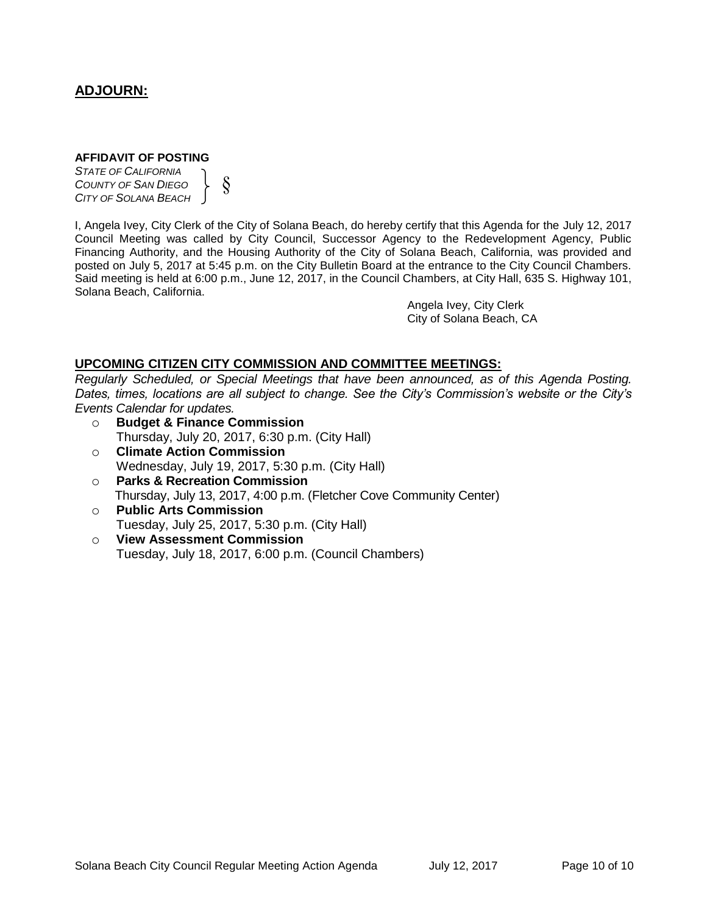## ADJOURN:

**AFFIDAVIT OF POSTING**

*STATE OF CALIFORNIA*
*COUNTY OF SAN DIEGO* §
*CITY OF SOLANA BEACH*

I, Angela Ivey, City Clerk of the City of Solana Beach, do hereby certify that this Agenda for the July 12, 2017 Council Meeting was called by City Council, Successor Agency to the Redevelopment Agency, Public Financing Authority, and the Housing Authority of the City of Solana Beach, California, was provided and posted on July 5, 2017 at 5:45 p.m. on the City Bulletin Board at the entrance to the City Council Chambers. Said meeting is held at 6:00 p.m., June 12, 2017, in the Council Chambers, at City Hall, 635 S. Highway 101, Solana Beach, California.

Angela Ivey, City Clerk
City of Solana Beach, CA

## UPCOMING CITIZEN CITY COMMISSION AND COMMITTEE MEETINGS:

*Regularly Scheduled, or Special Meetings that have been announced, as of this Agenda Posting. Dates, times, locations are all subject to change. See the City's Commission's website or the City's Events Calendar for updates.*

- **Budget & Finance Commission**
  Thursday, July 20, 2017, 6:30 p.m. (City Hall)
- **Climate Action Commission**
  Wednesday, July 19, 2017, 5:30 p.m. (City Hall)
- **Parks & Recreation Commission**
  Thursday, July 13, 2017, 4:00 p.m. (Fletcher Cove Community Center)
- **Public Arts Commission**
  Tuesday, July 25, 2017, 5:30 p.m. (City Hall)
- **View Assessment Commission**
  Tuesday, July 18, 2017, 6:00 p.m. (Council Chambers)